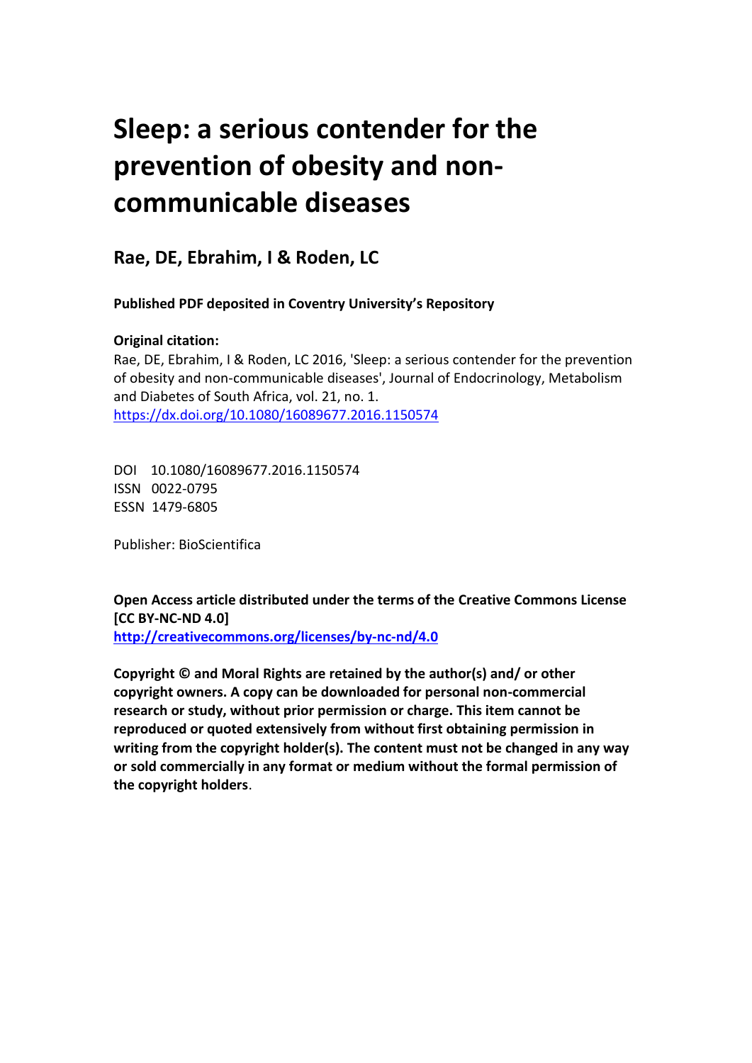# Sleep: a serious contender for the prevention of obesity and non-communicable diseases

## Rae, DE, Ebrahim, I & Roden, LC

**Published PDF deposited in Coventry University's Repository**

**Original citation:**

Rae, DE, Ebrahim, I & Roden, LC 2016, 'Sleep: a serious contender for the prevention of obesity and non-communicable diseases', Journal of Endocrinology, Metabolism and Diabetes of South Africa, vol. 21, no. 1.
https://dx.doi.org/10.1080/16089677.2016.1150574

DOI 10.1080/16089677.2016.1150574
ISSN 0022-0795
ESSN 1479-6805

Publisher: BioScientifica

**Open Access article distributed under the terms of the Creative Commons License [CC BY-NC-ND 4.0]**
**http://creativecommons.org/licenses/by-nc-nd/4.0**

**Copyright © and Moral Rights are retained by the author(s) and/ or other copyright owners. A copy can be downloaded for personal non-commercial research or study, without prior permission or charge. This item cannot be reproduced or quoted extensively from without first obtaining permission in writing from the copyright holder(s). The content must not be changed in any way or sold commercially in any format or medium without the formal permission of the copyright holders**.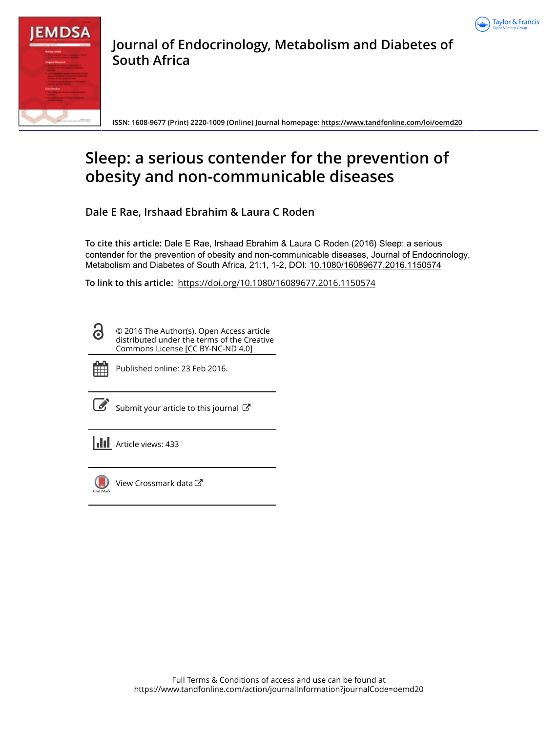# Journal of Endocrinology, Metabolism and Diabetes of South Africa

**ISSN: 1608-9677 (Print) 2220-1009 (Online) Journal homepage: https://www.tandfonline.com/loi/oemd20**

# Sleep: a serious contender for the prevention of obesity and non-communicable diseases

**Dale E Rae, Irshaad Ebrahim & Laura C Roden**

**To cite this article:** Dale E Rae, Irshaad Ebrahim & Laura C Roden (2016) Sleep: a serious contender for the prevention of obesity and non-communicable diseases, Journal of Endocrinology, Metabolism and Diabetes of South Africa, 21:1, 1-2, DOI: 10.1080/16089677.2016.1150574

**To link to this article:** https://doi.org/10.1080/16089677.2016.1150574

© 2016 The Author(s). Open Access article distributed under the terms of the Creative Commons License [CC BY-NC-ND 4.0]

Published online: 23 Feb 2016.

Submit your article to this journal

Article views: 433

View Crossmark data

Full Terms & Conditions of access and use can be found at https://www.tandfonline.com/action/journalInformation?journalCode=oemd20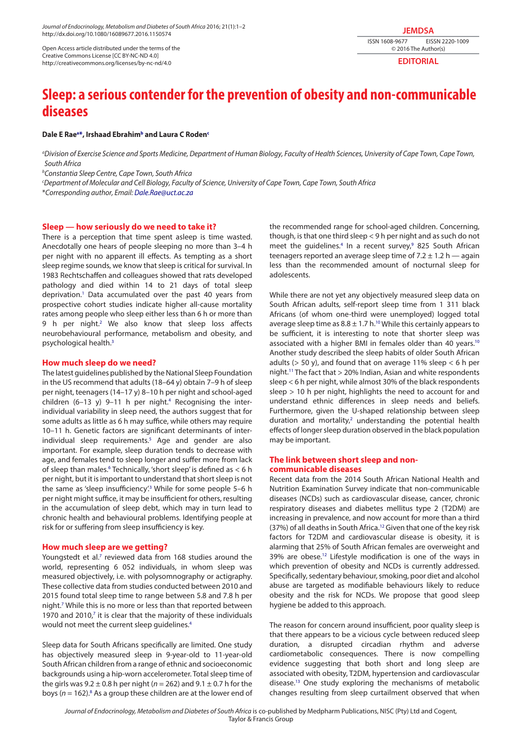# Sleep: a serious contender for the prevention of obesity and non-communicable diseases

**Dale E Rae[a*], Irshaad Ebrahim[b] and Laura C Roden[c]**

[a] *Division of Exercise Science and Sports Medicine, Department of Human Biology, Faculty of Health Sciences, University of Cape Town, Cape Town, South Africa*

[b] *Constantia Sleep Centre, Cape Town, South Africa*

[c] *Department of Molecular and Cell Biology, Faculty of Science, University of Cape Town, Cape Town, South Africa*

*Corresponding author, Email: Dale.Rae@uct.ac.za

## Sleep — how seriously do we need to take it?

There is a perception that time spent asleep is time wasted. Anecdotally one hears of people sleeping no more than 3–4 h per night with no apparent ill effects. As tempting as a short sleep regime sounds, we know that sleep is critical for survival. In 1983 Rechtschaffen and colleagues showed that rats developed pathology and died within 14 to 21 days of total sleep deprivation.[1] Data accumulated over the past 40 years from prospective cohort studies indicate higher all-cause mortality rates among people who sleep either less than 6 h or more than 9 h per night.[2] We also know that sleep loss affects neurobehavioural performance, metabolism and obesity, and psychological health.[3]

## How much sleep do we need?

The latest guidelines published by the National Sleep Foundation in the US recommend that adults (18–64 y) obtain 7–9 h of sleep per night, teenagers (14–17 y) 8–10 h per night and school-aged children (6–13 y) 9–11 h per night.[4] Recognising the inter-individual variability in sleep need, the authors suggest that for some adults as little as 6 h may suffice, while others may require 10–11 h. Genetic factors are significant determinants of inter-individual sleep requirements.[5] Age and gender are also important. For example, sleep duration tends to decrease with age, and females tend to sleep longer and suffer more from lack of sleep than males.[6] Technically, 'short sleep' is defined as < 6 h per night, but it is important to understand that short sleep is not the same as 'sleep insufficiency'.[3] While for some people 5–6 h per night might suffice, it may be insufficient for others, resulting in the accumulation of sleep debt, which may in turn lead to chronic health and behavioural problems. Identifying people at risk for or suffering from sleep insufficiency is key.

## How much sleep are we getting?

Youngstedt et al.[7] reviewed data from 168 studies around the world, representing 6 052 individuals, in whom sleep was measured objectively, i.e. with polysomnography or actigraphy. These collective data from studies conducted between 2010 and 2015 found total sleep time to range between 5.8 and 7.8 h per night.[7] While this is no more or less than that reported between 1970 and 2010,[7] it is clear that the majority of these individuals would not meet the current sleep guidelines.[4]

Sleep data for South Africans specifically are limited. One study has objectively measured sleep in 9-year-old to 11-year-old South African children from a range of ethnic and socioeconomic backgrounds using a hip-worn accelerometer. Total sleep time of the girls was 9.2 ± 0.8 h per night ($n = 262$) and 9.1 ± 0.7 h for the boys ($n = 162$).[8] As a group these children are at the lower end of the recommended range for school-aged children. Concerning, though, is that one third sleep < 9 h per night and as such do not meet the guidelines.[4] In a recent survey,[9] 825 South African teenagers reported an average sleep time of 7.2 ± 1.2 h — again less than the recommended amount of nocturnal sleep for adolescents.

While there are not yet any objectively measured sleep data on South African adults, self-report sleep time from 1 311 black Africans (of whom one-third were unemployed) logged total average sleep time as 8.8 ± 1.7 h.[10] While this certainly appears to be sufficient, it is interesting to note that shorter sleep was associated with a higher BMI in females older than 40 years.[10] Another study described the sleep habits of older South African adults (> 50 y), and found that on average 11% sleep < 6 h per night.[11] The fact that > 20% Indian, Asian and white respondents sleep < 6 h per night, while almost 30% of the black respondents sleep > 10 h per night, highlights the need to account for and understand ethnic differences in sleep needs and beliefs. Furthermore, given the U-shaped relationship between sleep duration and mortality,[2] understanding the potential health effects of longer sleep duration observed in the black population may be important.

## The link between short sleep and non-communicable diseases

Recent data from the 2014 South African National Health and Nutrition Examination Survey indicate that non-communicable diseases (NCDs) such as cardiovascular disease, cancer, chronic respiratory diseases and diabetes mellitus type 2 (T2DM) are increasing in prevalence, and now account for more than a third (37%) of all deaths in South Africa.[12] Given that one of the key risk factors for T2DM and cardiovascular disease is obesity, it is alarming that 25% of South African females are overweight and 39% are obese.[12] Lifestyle modification is one of the ways in which prevention of obesity and NCDs is currently addressed. Specifically, sedentary behaviour, smoking, poor diet and alcohol abuse are targeted as modifiable behaviours likely to reduce obesity and the risk for NCDs. We propose that good sleep hygiene be added to this approach.

The reason for concern around insufficient, poor quality sleep is that there appears to be a vicious cycle between reduced sleep duration, a disrupted circadian rhythm and adverse cardiometabolic consequences. There is now compelling evidence suggesting that both short and long sleep are associated with obesity, T2DM, hypertension and cardiovascular disease.[13] One study exploring the mechanisms of metabolic changes resulting from sleep curtailment observed that when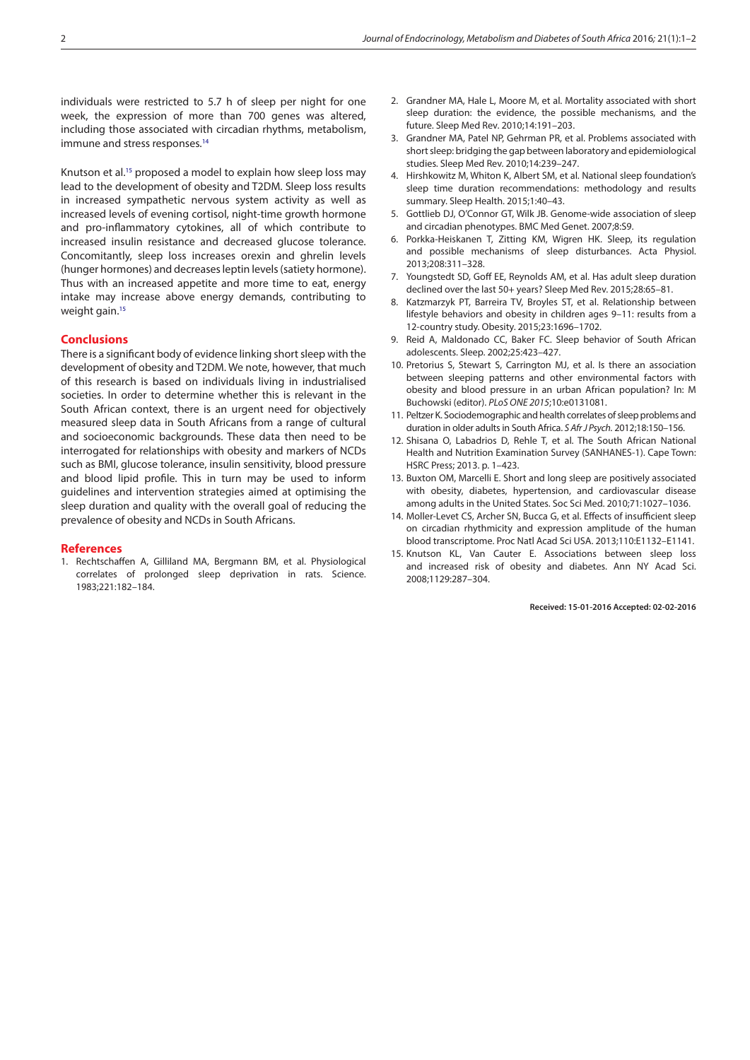individuals were restricted to 5.7 h of sleep per night for one week, the expression of more than 700 genes was altered, including those associated with circadian rhythms, metabolism, immune and stress responses.[14]

Knutson et al.[15] proposed a model to explain how sleep loss may lead to the development of obesity and T2DM. Sleep loss results in increased sympathetic nervous system activity as well as increased levels of evening cortisol, night-time growth hormone and pro-inflammatory cytokines, all of which contribute to increased insulin resistance and decreased glucose tolerance. Concomitantly, sleep loss increases orexin and ghrelin levels (hunger hormones) and decreases leptin levels (satiety hormone). Thus with an increased appetite and more time to eat, energy intake may increase above energy demands, contributing to weight gain.[15]

## Conclusions

There is a significant body of evidence linking short sleep with the development of obesity and T2DM. We note, however, that much of this research is based on individuals living in industrialised societies. In order to determine whether this is relevant in the South African context, there is an urgent need for objectively measured sleep data in South Africans from a range of cultural and socioeconomic backgrounds. These data then need to be interrogated for relationships with obesity and markers of NCDs such as BMI, glucose tolerance, insulin sensitivity, blood pressure and blood lipid profile. This in turn may be used to inform guidelines and intervention strategies aimed at optimising the sleep duration and quality with the overall goal of reducing the prevalence of obesity and NCDs in South Africans.

## References

1. Rechtschaffen A, Gilliland MA, Bergmann BM, et al. Physiological correlates of prolonged sleep deprivation in rats. Science. 1983;221:182–184.
2. Grandner MA, Hale L, Moore M, et al. Mortality associated with short sleep duration: the evidence, the possible mechanisms, and the future. Sleep Med Rev. 2010;14:191–203.
3. Grandner MA, Patel NP, Gehrman PR, et al. Problems associated with short sleep: bridging the gap between laboratory and epidemiological studies. Sleep Med Rev. 2010;14:239–247.
4. Hirshkowitz M, Whiton K, Albert SM, et al. National sleep foundation's sleep time duration recommendations: methodology and results summary. Sleep Health. 2015;1:40–43.
5. Gottlieb DJ, O'Connor GT, Wilk JB. Genome-wide association of sleep and circadian phenotypes. BMC Med Genet. 2007;8:S9.
6. Porkka-Heiskanen T, Zitting KM, Wigren HK. Sleep, its regulation and possible mechanisms of sleep disturbances. Acta Physiol. 2013;208:311–328.
7. Youngstedt SD, Goff EE, Reynolds AM, et al. Has adult sleep duration declined over the last 50+ years? Sleep Med Rev. 2015;28:65–81.
8. Katzmarzyk PT, Barreira TV, Broyles ST, et al. Relationship between lifestyle behaviors and obesity in children ages 9–11: results from a 12-country study. Obesity. 2015;23:1696–1702.
9. Reid A, Maldonado CC, Baker FC. Sleep behavior of South African adolescents. Sleep. 2002;25:423–427.
10. Pretorius S, Stewart S, Carrington MJ, et al. Is there an association between sleeping patterns and other environmental factors with obesity and blood pressure in an urban African population? In: M Buchowski (editor). *PLoS ONE 2015*;10:e0131081.
11. Peltzer K. Sociodemographic and health correlates of sleep problems and duration in older adults in South Africa. *S Afr J Psych.* 2012;18:150–156.
12. Shisana O, Labadrios D, Rehle T, et al. The South African National Health and Nutrition Examination Survey (SANHANES-1). Cape Town: HSRC Press; 2013. p. 1–423.
13. Buxton OM, Marcelli E. Short and long sleep are positively associated with obesity, diabetes, hypertension, and cardiovascular disease among adults in the United States. Soc Sci Med. 2010;71:1027–1036.
14. Moller-Levet CS, Archer SN, Bucca G, et al. Effects of insufficient sleep on circadian rhythmicity and expression amplitude of the human blood transcriptome. Proc Natl Acad Sci USA. 2013;110:E1132–E1141.
15. Knutson KL, Van Cauter E. Associations between sleep loss and increased risk of obesity and diabetes. Ann NY Acad Sci. 2008;1129:287–304.

**Received: 15-01-2016 Accepted: 02-02-2016**